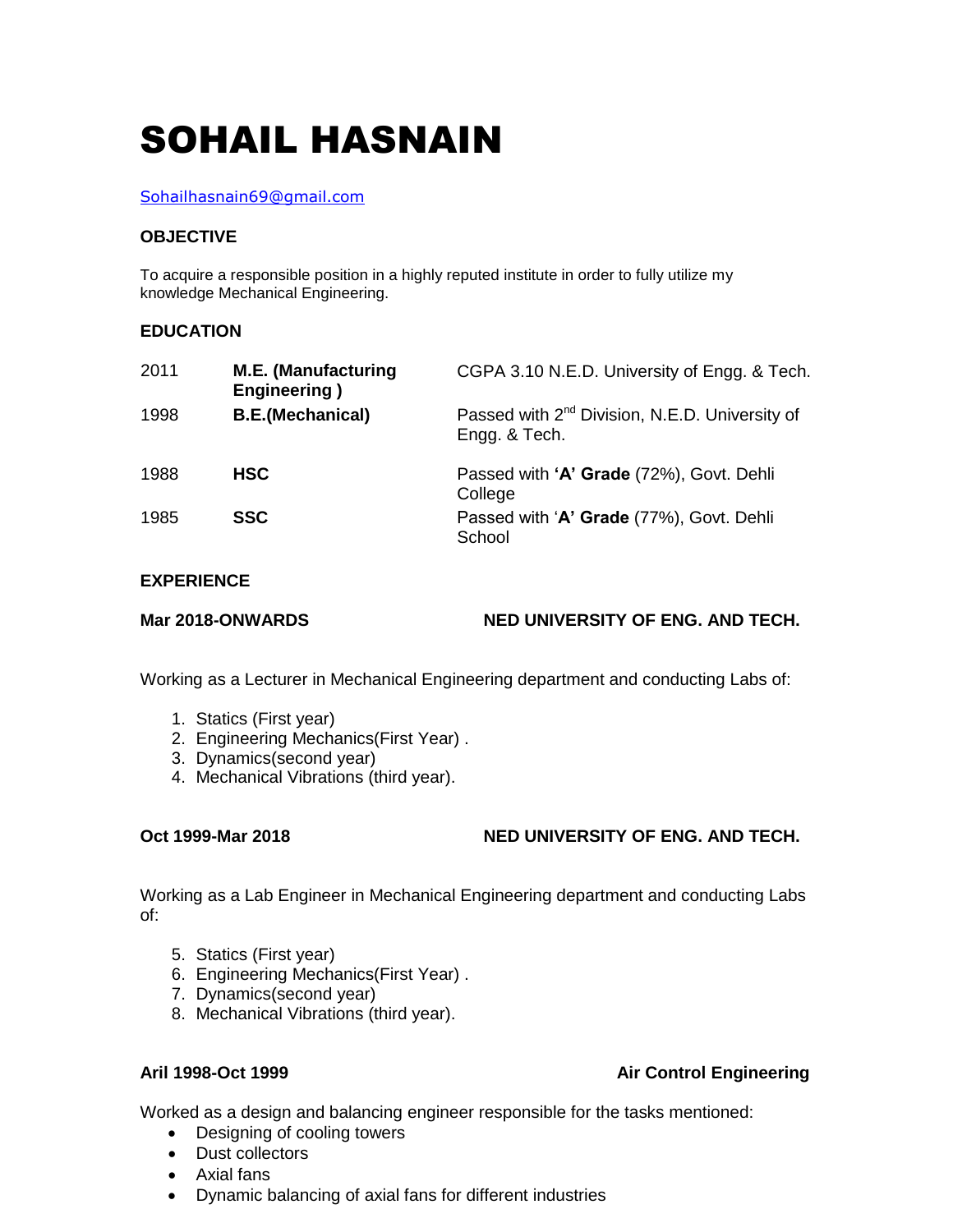# SOHAIL HASNAIN

Sohailhasnain69@gmail.com

### OBJECTIVE

To acquire a responsible position in a highly reputed institute in order to fully utilize my knowledge Mechanical Engineering.

### EDUCATION

| | | |
|---|---|---|
| 2011 | **M.E. (Manufacturing Engineering )** | CGPA 3.10 N.E.D. University of Engg. & Tech. |
| 1998 | **B.E.(Mechanical)** | Passed with 2nd Division, N.E.D. University of Engg. & Tech. |
| 1988 | **HSC** | Passed with **'A' Grade** (72%), Govt. Dehli College |
| 1985 | **SSC** | Passed with '**A' Grade** (77%), Govt. Dehli School |

### EXPERIENCE

**Mar 2018-ONWARDS** **NED UNIVERSITY OF ENG. AND TECH.**

Working as a Lecturer in Mechanical Engineering department and conducting Labs of:

1. Statics (First year)
2. Engineering Mechanics(First Year) .
3. Dynamics(second year)
4. Mechanical Vibrations (third year).

**Oct 1999-Mar 2018** **NED UNIVERSITY OF ENG. AND TECH.**

Working as a Lab Engineer in Mechanical Engineering department and conducting Labs of:

5. Statics (First year)
6. Engineering Mechanics(First Year) .
7. Dynamics(second year)
8. Mechanical Vibrations (third year).

**Aril 1998-Oct 1999** **Air Control Engineering**

Worked as a design and balancing engineer responsible for the tasks mentioned:

- Designing of cooling towers
- Dust collectors
- Axial fans
- Dynamic balancing of axial fans for different industries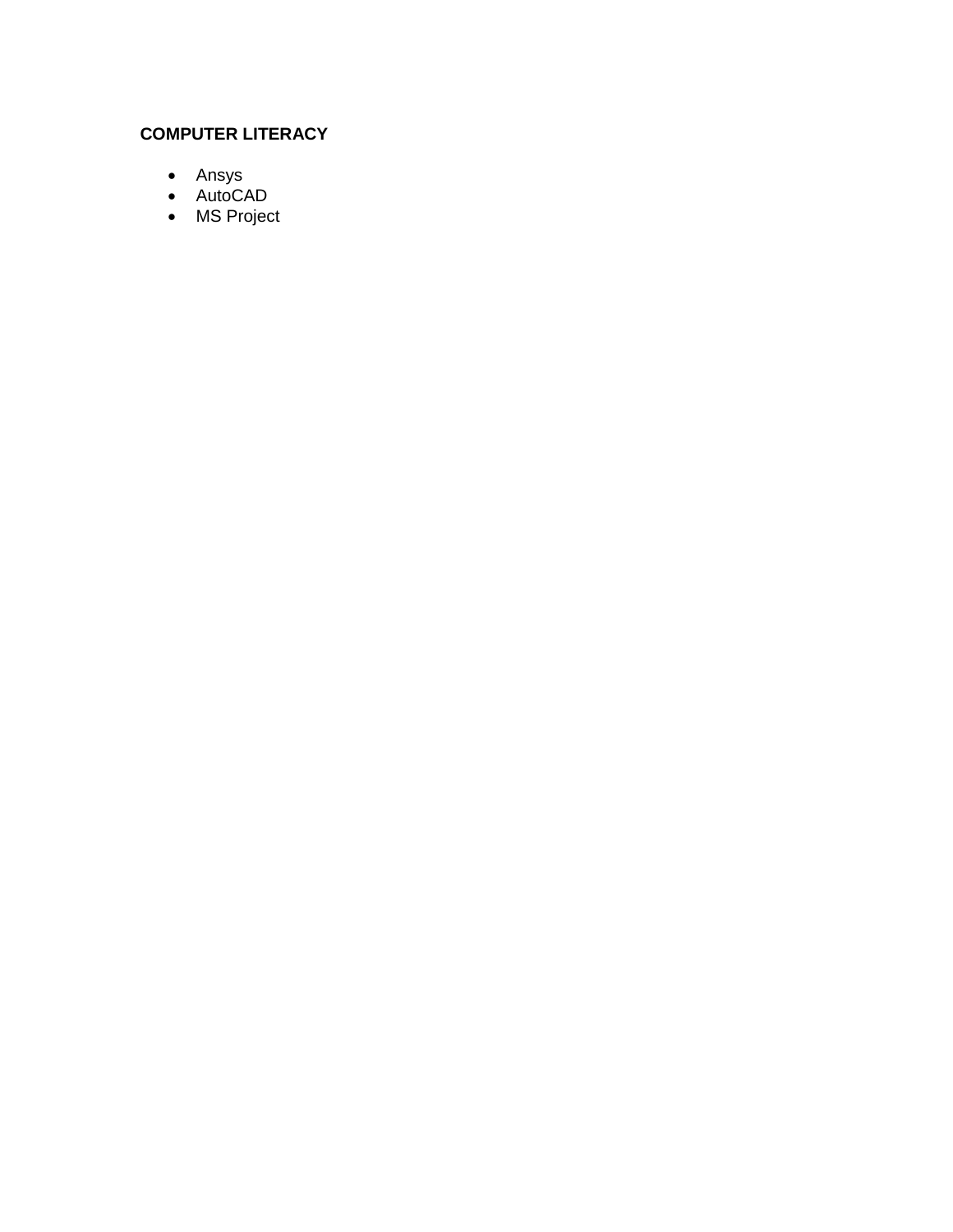**COMPUTER LITERACY**

- Ansys
- AutoCAD
- MS Project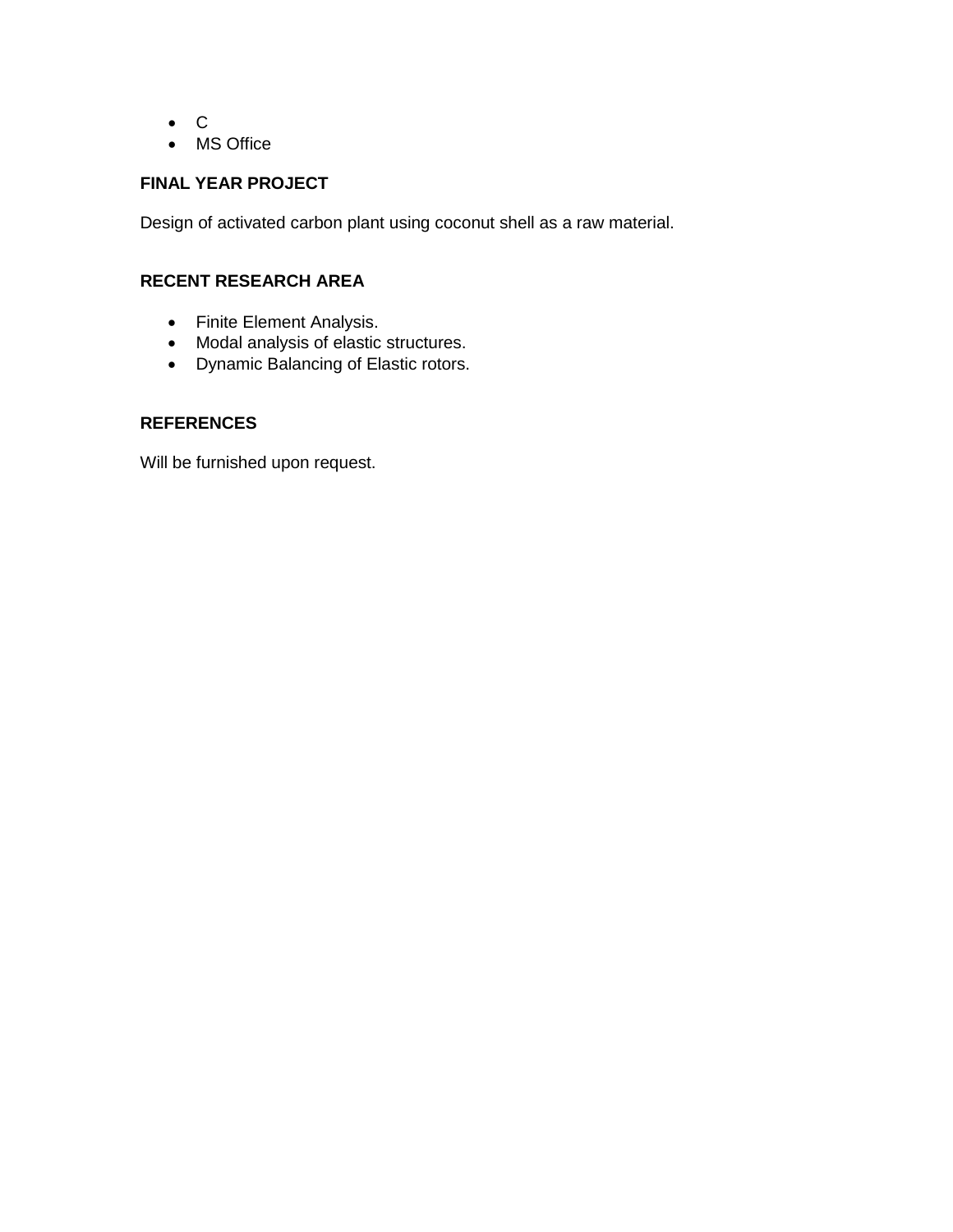- C
- MS Office

**FINAL YEAR PROJECT**

Design of activated carbon plant using coconut shell as a raw material.

**RECENT RESEARCH AREA**

- Finite Element Analysis.
- Modal analysis of elastic structures.
- Dynamic Balancing of Elastic rotors.

**REFERENCES**

Will be furnished upon request.